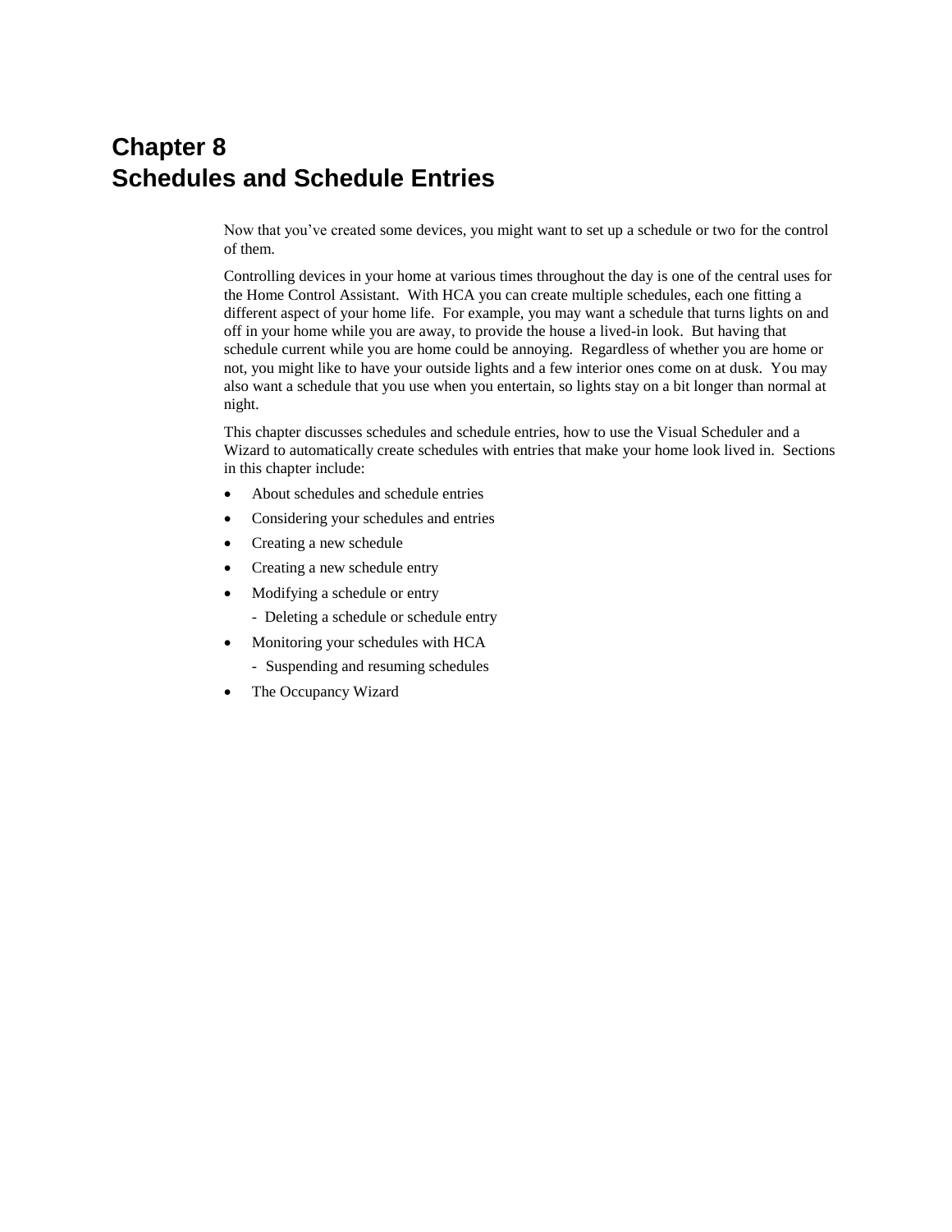# Chapter 8
# Schedules and Schedule Entries

Now that you've created some devices, you might want to set up a schedule or two for the control of them.

Controlling devices in your home at various times throughout the day is one of the central uses for the Home Control Assistant. With HCA you can create multiple schedules, each one fitting a different aspect of your home life. For example, you may want a schedule that turns lights on and off in your home while you are away, to provide the house a lived-in look. But having that schedule current while you are home could be annoying. Regardless of whether you are home or not, you might like to have your outside lights and a few interior ones come on at dusk. You may also want a schedule that you use when you entertain, so lights stay on a bit longer than normal at night.

This chapter discusses schedules and schedule entries, how to use the Visual Scheduler and a Wizard to automatically create schedules with entries that make your home look lived in. Sections in this chapter include:

- About schedules and schedule entries
- Considering your schedules and entries
- Creating a new schedule
- Creating a new schedule entry
- Modifying a schedule or entry
  - Deleting a schedule or schedule entry
- Monitoring your schedules with HCA
  - Suspending and resuming schedules
- The Occupancy Wizard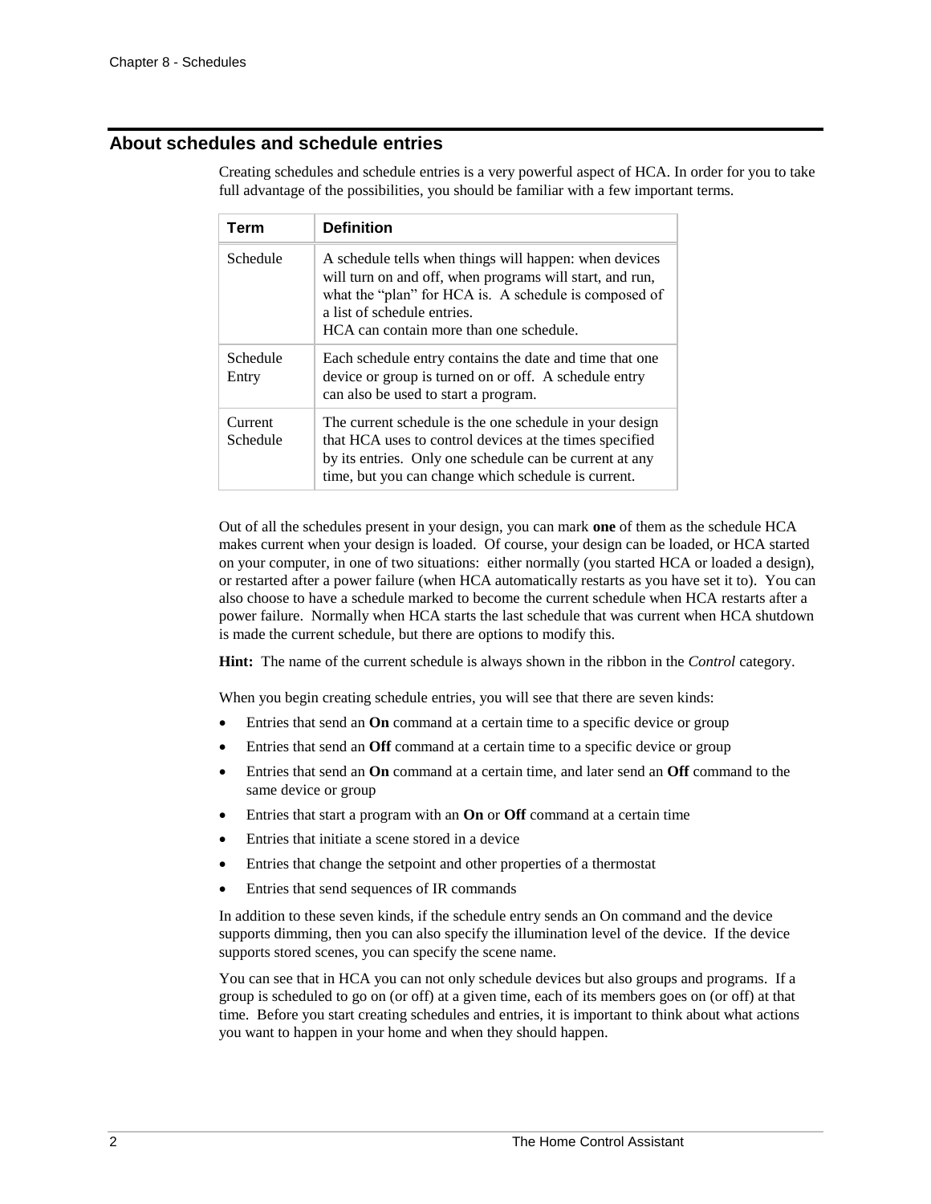## About schedules and schedule entries

Creating schedules and schedule entries is a very powerful aspect of HCA. In order for you to take full advantage of the possibilities, you should be familiar with a few important terms.

| Term | Definition |
|---|---|
| Schedule | A schedule tells when things will happen: when devices will turn on and off, when programs will start, and run, what the "plan" for HCA is. A schedule is composed of a list of schedule entries.<br>HCA can contain more than one schedule. |
| Schedule Entry | Each schedule entry contains the date and time that one device or group is turned on or off. A schedule entry can also be used to start a program. |
| Current Schedule | The current schedule is the one schedule in your design that HCA uses to control devices at the times specified by its entries. Only one schedule can be current at any time, but you can change which schedule is current. |

Out of all the schedules present in your design, you can mark **one** of them as the schedule HCA makes current when your design is loaded. Of course, your design can be loaded, or HCA started on your computer, in one of two situations: either normally (you started HCA or loaded a design), or restarted after a power failure (when HCA automatically restarts as you have set it to). You can also choose to have a schedule marked to become the current schedule when HCA restarts after a power failure. Normally when HCA starts the last schedule that was current when HCA shutdown is made the current schedule, but there are options to modify this.

**Hint:** The name of the current schedule is always shown in the ribbon in the *Control* category.

When you begin creating schedule entries, you will see that there are seven kinds:

- Entries that send an **On** command at a certain time to a specific device or group
- Entries that send an **Off** command at a certain time to a specific device or group
- Entries that send an **On** command at a certain time, and later send an **Off** command to the same device or group
- Entries that start a program with an **On** or **Off** command at a certain time
- Entries that initiate a scene stored in a device
- Entries that change the setpoint and other properties of a thermostat
- Entries that send sequences of IR commands

In addition to these seven kinds, if the schedule entry sends an On command and the device supports dimming, then you can also specify the illumination level of the device. If the device supports stored scenes, you can specify the scene name.

You can see that in HCA you can not only schedule devices but also groups and programs. If a group is scheduled to go on (or off) at a given time, each of its members goes on (or off) at that time. Before you start creating schedules and entries, it is important to think about what actions you want to happen in your home and when they should happen.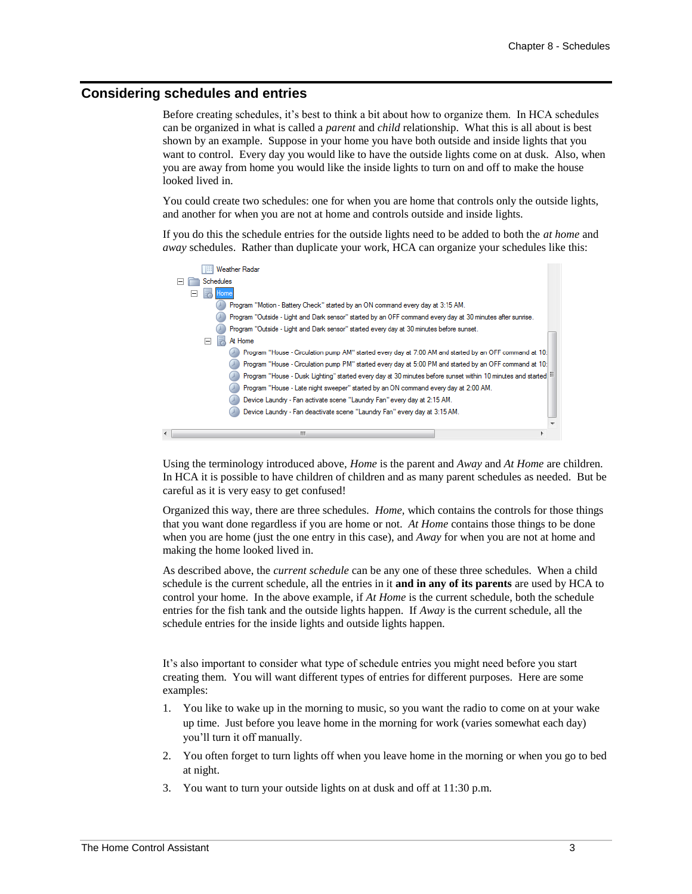## Considering schedules and entries

Before creating schedules, it's best to think a bit about how to organize them. In HCA schedules can be organized in what is called a *parent* and *child* relationship. What this is all about is best shown by an example. Suppose in your home you have both outside and inside lights that you want to control. Every day you would like to have the outside lights come on at dusk. Also, when you are away from home you would like the inside lights to turn on and off to make the house looked lived in.

You could create two schedules: one for when you are home that controls only the outside lights, and another for when you are not at home and controls outside and inside lights.

If you do this the schedule entries for the outside lights need to be added to both the *at home* and *away* schedules. Rather than duplicate your work, HCA can organize your schedules like this:

Weather Radar
Schedules
Home
Program "Motion - Battery Check" started by an ON command every day at 3:15 AM.
Program "Outside - Light and Dark sensor" started by an OFF command every day at 30 minutes after sunrise.
Program "Outside - Light and Dark sensor" started every day at 30 minutes before sunset.
At Home
Program "House - Circulation pump AM" started every day at 7:00 AM and started by an OFF command at 10:
Program "House - Circulation pump PM" started every day at 5:00 PM and started by an OFF command at 10:
Program "House - Dusk Lighting" started every day at 30 minutes before sunset within 10 minutes and started
Program "House - Late night sweeper" started by an ON command every day at 2:00 AM.
Device Laundry - Fan activate scene "Laundry Fan" every day at 2:15 AM.
Device Laundry - Fan deactivate scene "Laundry Fan" every day at 3:15 AM.

Using the terminology introduced above, *Home* is the parent and *Away* and *At Home* are children. In HCA it is possible to have children of children and as many parent schedules as needed. But be careful as it is very easy to get confused!

Organized this way, there are three schedules. *Home,* which contains the controls for those things that you want done regardless if you are home or not. *At Home* contains those things to be done when you are home (just the one entry in this case), and *Away* for when you are not at home and making the home looked lived in.

As described above, the *current schedule* can be any one of these three schedules. When a child schedule is the current schedule, all the entries in it **and in any of its parents** are used by HCA to control your home. In the above example, if *At Home* is the current schedule, both the schedule entries for the fish tank and the outside lights happen. If *Away* is the current schedule, all the schedule entries for the inside lights and outside lights happen.

It's also important to consider what type of schedule entries you might need before you start creating them. You will want different types of entries for different purposes. Here are some examples:

1. You like to wake up in the morning to music, so you want the radio to come on at your wake up time. Just before you leave home in the morning for work (varies somewhat each day) you'll turn it off manually.
2. You often forget to turn lights off when you leave home in the morning or when you go to bed at night.
3. You want to turn your outside lights on at dusk and off at 11:30 p.m.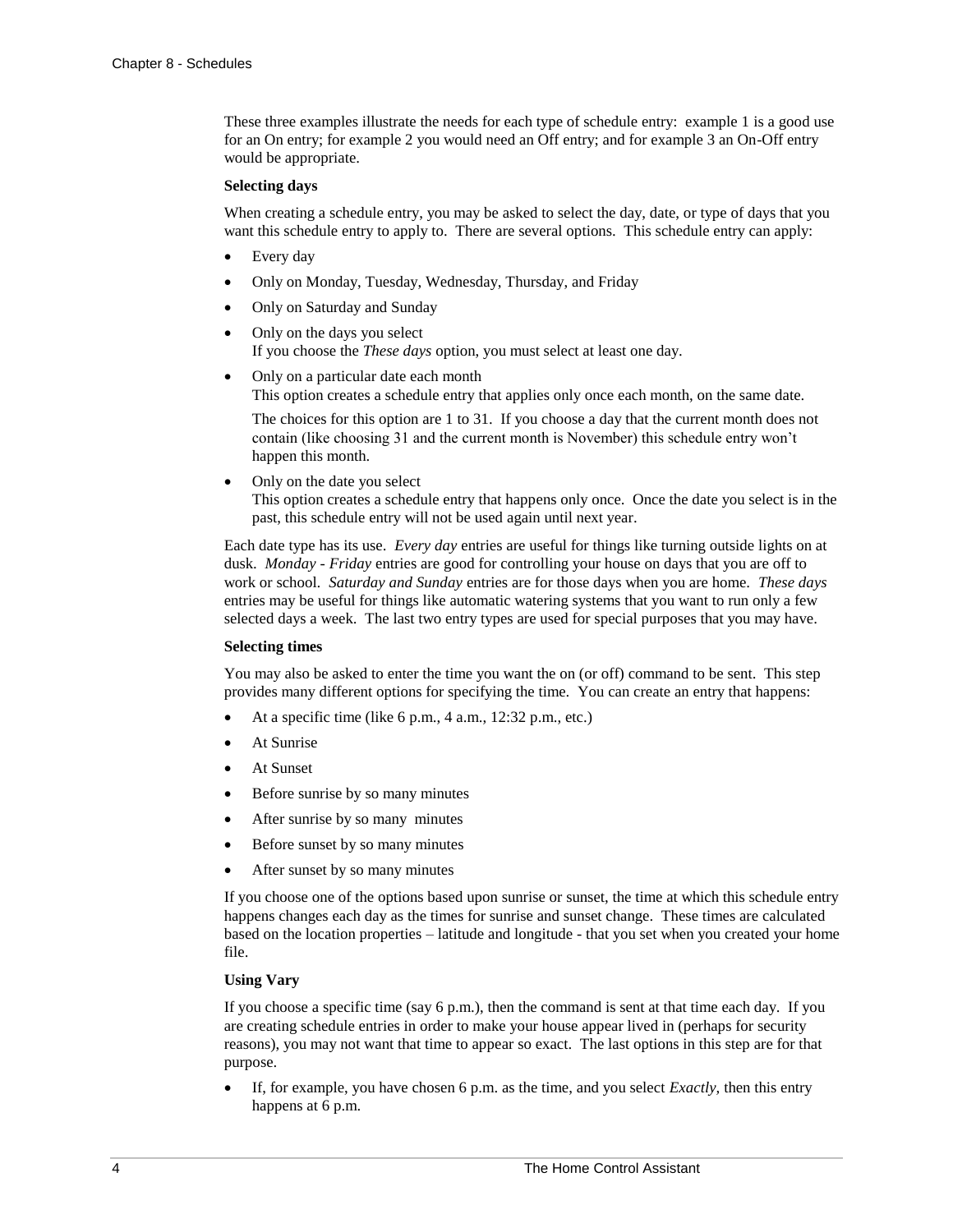These three examples illustrate the needs for each type of schedule entry: example 1 is a good use for an On entry; for example 2 you would need an Off entry; and for example 3 an On-Off entry would be appropriate.

**Selecting days**

When creating a schedule entry, you may be asked to select the day, date, or type of days that you want this schedule entry to apply to. There are several options. This schedule entry can apply:

- Every day
- Only on Monday, Tuesday, Wednesday, Thursday, and Friday
- Only on Saturday and Sunday
- Only on the days you select  
  If you choose the *These days* option, you must select at least one day.
- Only on a particular date each month  
  This option creates a schedule entry that applies only once each month, on the same date.

  The choices for this option are 1 to 31. If you choose a day that the current month does not contain (like choosing 31 and the current month is November) this schedule entry won't happen this month.
- Only on the date you select  
  This option creates a schedule entry that happens only once. Once the date you select is in the past, this schedule entry will not be used again until next year.

Each date type has its use. *Every day* entries are useful for things like turning outside lights on at dusk. *Monday - Friday* entries are good for controlling your house on days that you are off to work or school. *Saturday and Sunday* entries are for those days when you are home. *These days* entries may be useful for things like automatic watering systems that you want to run only a few selected days a week. The last two entry types are used for special purposes that you may have.

**Selecting times**

You may also be asked to enter the time you want the on (or off) command to be sent. This step provides many different options for specifying the time. You can create an entry that happens:

- At a specific time (like 6 p.m., 4 a.m., 12:32 p.m., etc.)
- At Sunrise
- At Sunset
- Before sunrise by so many minutes
- After sunrise by so many minutes
- Before sunset by so many minutes
- After sunset by so many minutes

If you choose one of the options based upon sunrise or sunset, the time at which this schedule entry happens changes each day as the times for sunrise and sunset change. These times are calculated based on the location properties – latitude and longitude - that you set when you created your home file.

**Using Vary**

If you choose a specific time (say 6 p.m.), then the command is sent at that time each day. If you are creating schedule entries in order to make your house appear lived in (perhaps for security reasons), you may not want that time to appear so exact. The last options in this step are for that purpose.

- If, for example, you have chosen 6 p.m. as the time, and you select *Exactly*, then this entry happens at 6 p.m.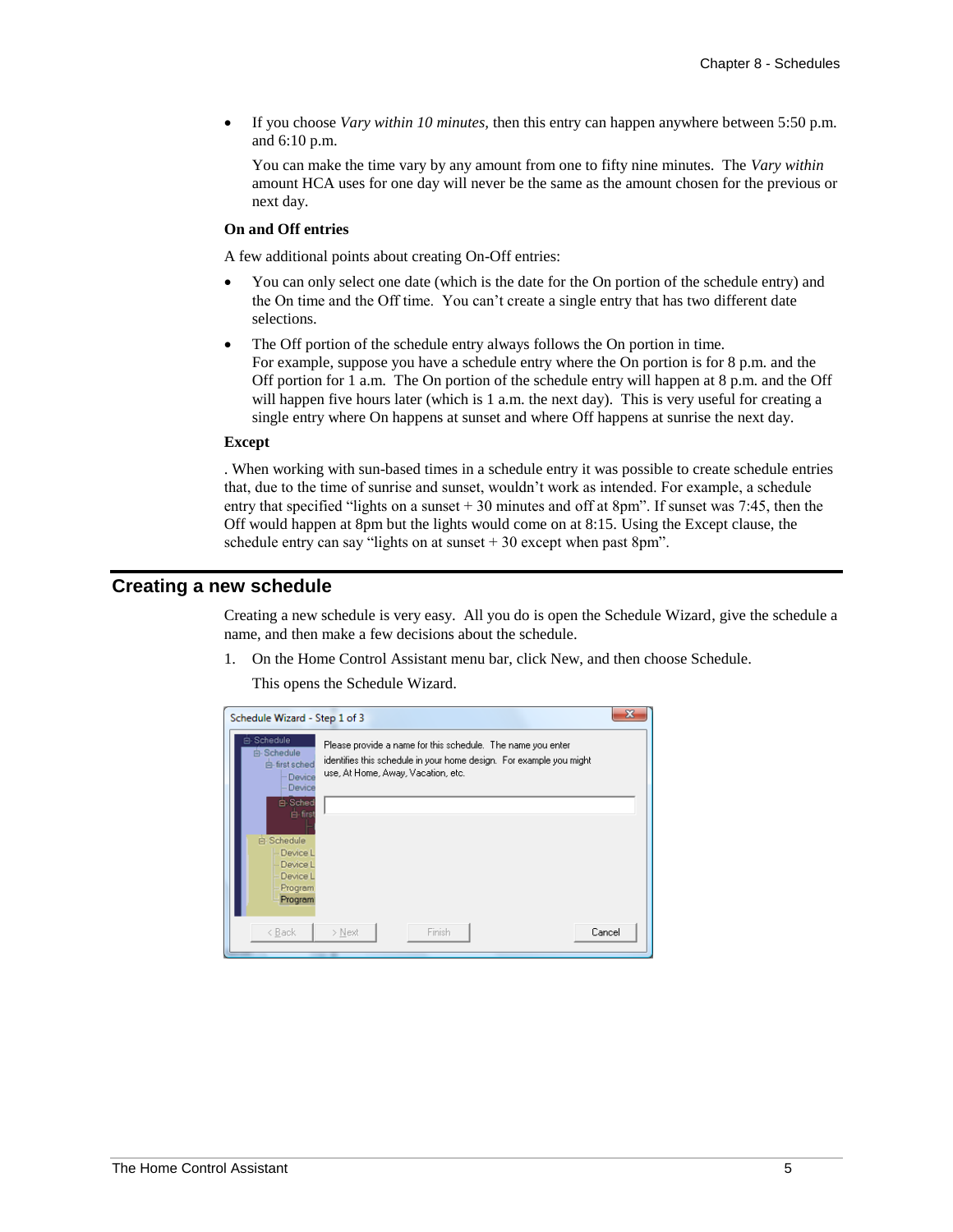- If you choose *Vary within 10 minutes*, then this entry can happen anywhere between 5:50 p.m. and 6:10 p.m.

  You can make the time vary by any amount from one to fifty nine minutes. The *Vary within* amount HCA uses for one day will never be the same as the amount chosen for the previous or next day.

**On and Off entries**

A few additional points about creating On-Off entries:

- You can only select one date (which is the date for the On portion of the schedule entry) and the On time and the Off time. You can't create a single entry that has two different date selections.
- The Off portion of the schedule entry always follows the On portion in time.
  For example, suppose you have a schedule entry where the On portion is for 8 p.m. and the Off portion for 1 a.m. The On portion of the schedule entry will happen at 8 p.m. and the Off will happen five hours later (which is 1 a.m. the next day). This is very useful for creating a single entry where On happens at sunset and where Off happens at sunrise the next day.

**Except**

. When working with sun-based times in a schedule entry it was possible to create schedule entries that, due to the time of sunrise and sunset, wouldn't work as intended. For example, a schedule entry that specified "lights on a sunset + 30 minutes and off at 8pm". If sunset was 7:45, then the Off would happen at 8pm but the lights would come on at 8:15. Using the Except clause, the schedule entry can say "lights on at sunset + 30 except when past 8pm".

## Creating a new schedule

Creating a new schedule is very easy. All you do is open the Schedule Wizard, give the schedule a name, and then make a few decisions about the schedule.

1. On the Home Control Assistant menu bar, click New, and then choose Schedule.

   This opens the Schedule Wizard.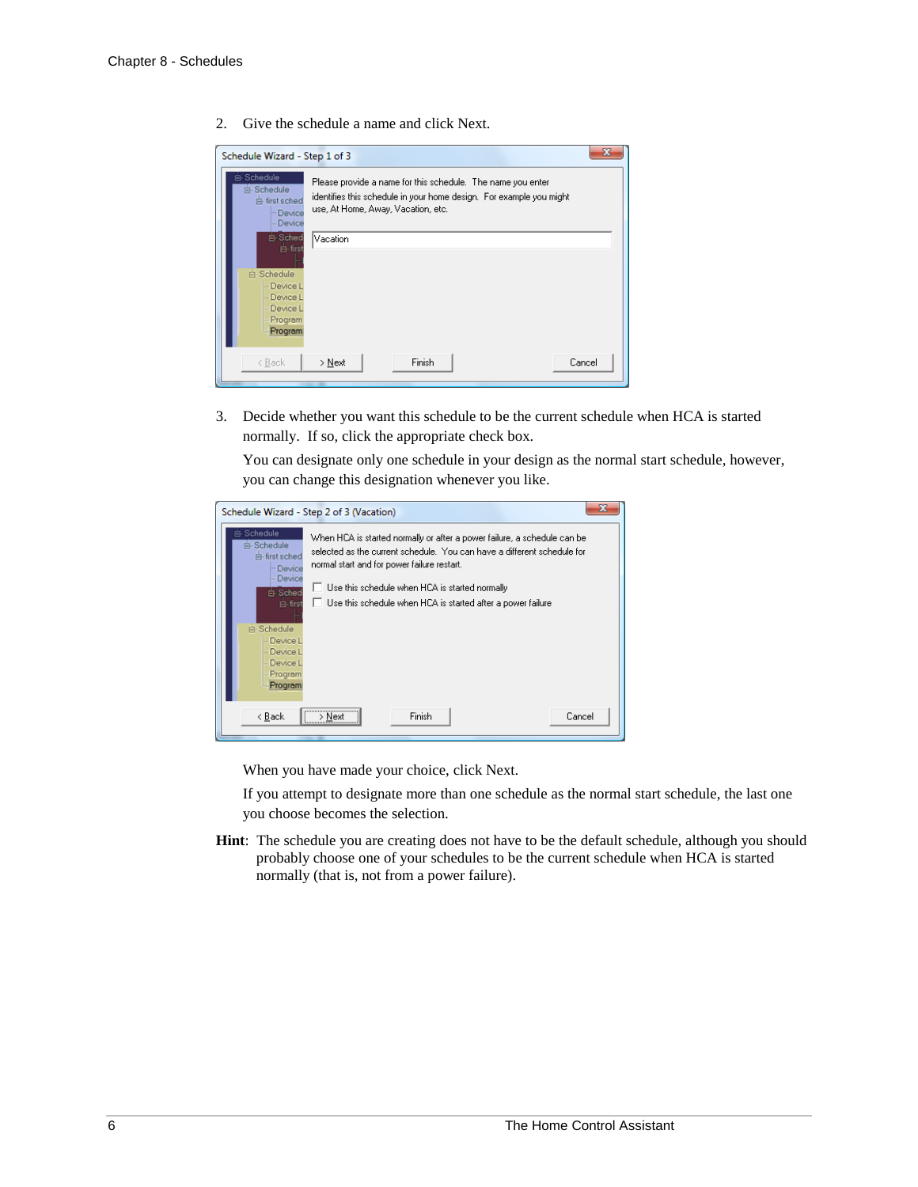2. Give the schedule a name and click Next.

3. Decide whether you want this schedule to be the current schedule when HCA is started normally. If so, click the appropriate check box.

   You can designate only one schedule in your design as the normal start schedule, however, you can change this designation whenever you like.

   When you have made your choice, click Next.

   If you attempt to designate more than one schedule as the normal start schedule, the last one you choose becomes the selection.

**Hint**: The schedule you are creating does not have to be the default schedule, although you should probably choose one of your schedules to be the current schedule when HCA is started normally (that is, not from a power failure).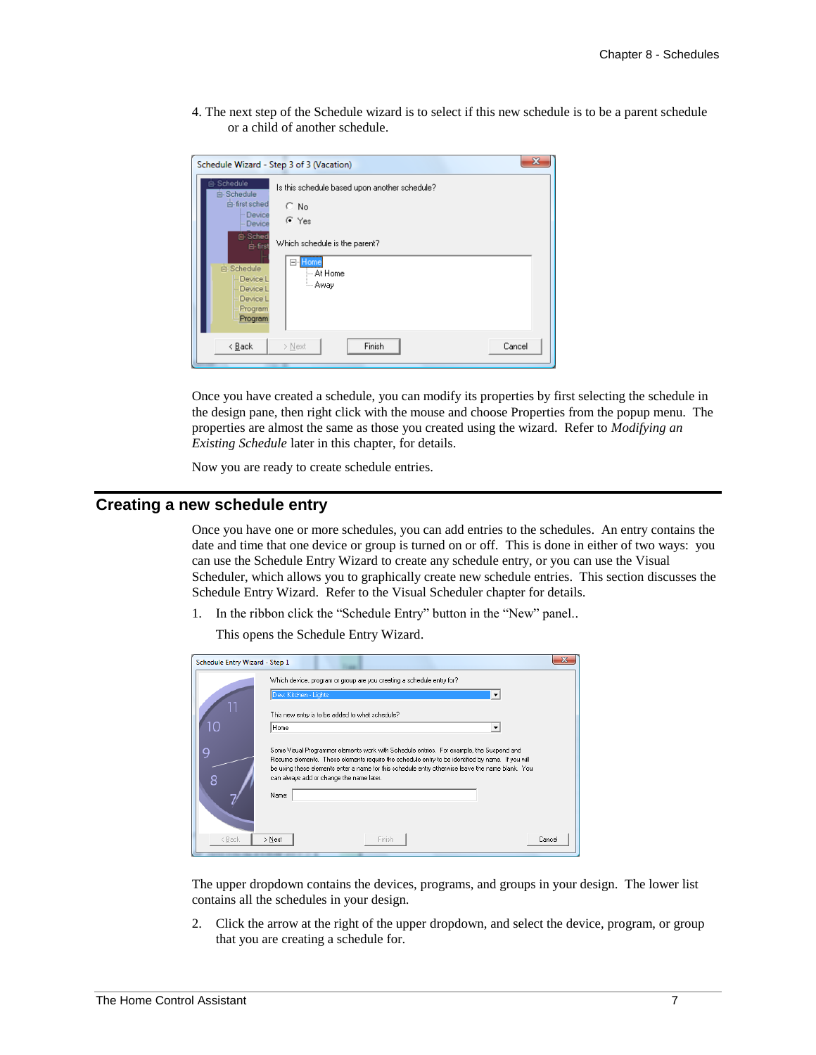4. The next step of the Schedule wizard is to select if this new schedule is to be a parent schedule or a child of another schedule.

Once you have created a schedule, you can modify its properties by first selecting the schedule in the design pane, then right click with the mouse and choose Properties from the popup menu. The properties are almost the same as those you created using the wizard. Refer to *Modifying an Existing Schedule* later in this chapter, for details.

Now you are ready to create schedule entries.

## Creating a new schedule entry

Once you have one or more schedules, you can add entries to the schedules. An entry contains the date and time that one device or group is turned on or off. This is done in either of two ways: you can use the Schedule Entry Wizard to create any schedule entry, or you can use the Visual Scheduler, which allows you to graphically create new schedule entries. This section discusses the Schedule Entry Wizard. Refer to the Visual Scheduler chapter for details.

1. In the ribbon click the "Schedule Entry" button in the "New" panel..

   This opens the Schedule Entry Wizard.

The upper dropdown contains the devices, programs, and groups in your design. The lower list contains all the schedules in your design.

2. Click the arrow at the right of the upper dropdown, and select the device, program, or group that you are creating a schedule for.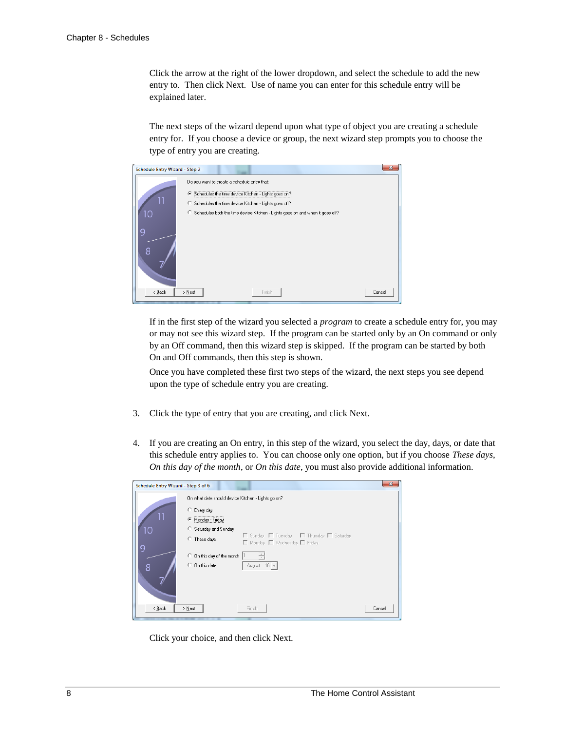Click the arrow at the right of the lower dropdown, and select the schedule to add the new entry to. Then click Next. Use of name you can enter for this schedule entry will be explained later.

The next steps of the wizard depend upon what type of object you are creating a schedule entry for. If you choose a device or group, the next wizard step prompts you to choose the type of entry you are creating.

If in the first step of the wizard you selected a *program* to create a schedule entry for, you may or may not see this wizard step. If the program can be started only by an On command or only by an Off command, then this wizard step is skipped. If the program can be started by both On and Off commands, then this step is shown.

Once you have completed these first two steps of the wizard, the next steps you see depend upon the type of schedule entry you are creating.

3. Click the type of entry that you are creating, and click Next.

4. If you are creating an On entry, in this step of the wizard, you select the day, days, or date that this schedule entry applies to. You can choose only one option, but if you choose *These days*, *On this day of the month*, or *On this date*, you must also provide additional information.

   Click your choice, and then click Next.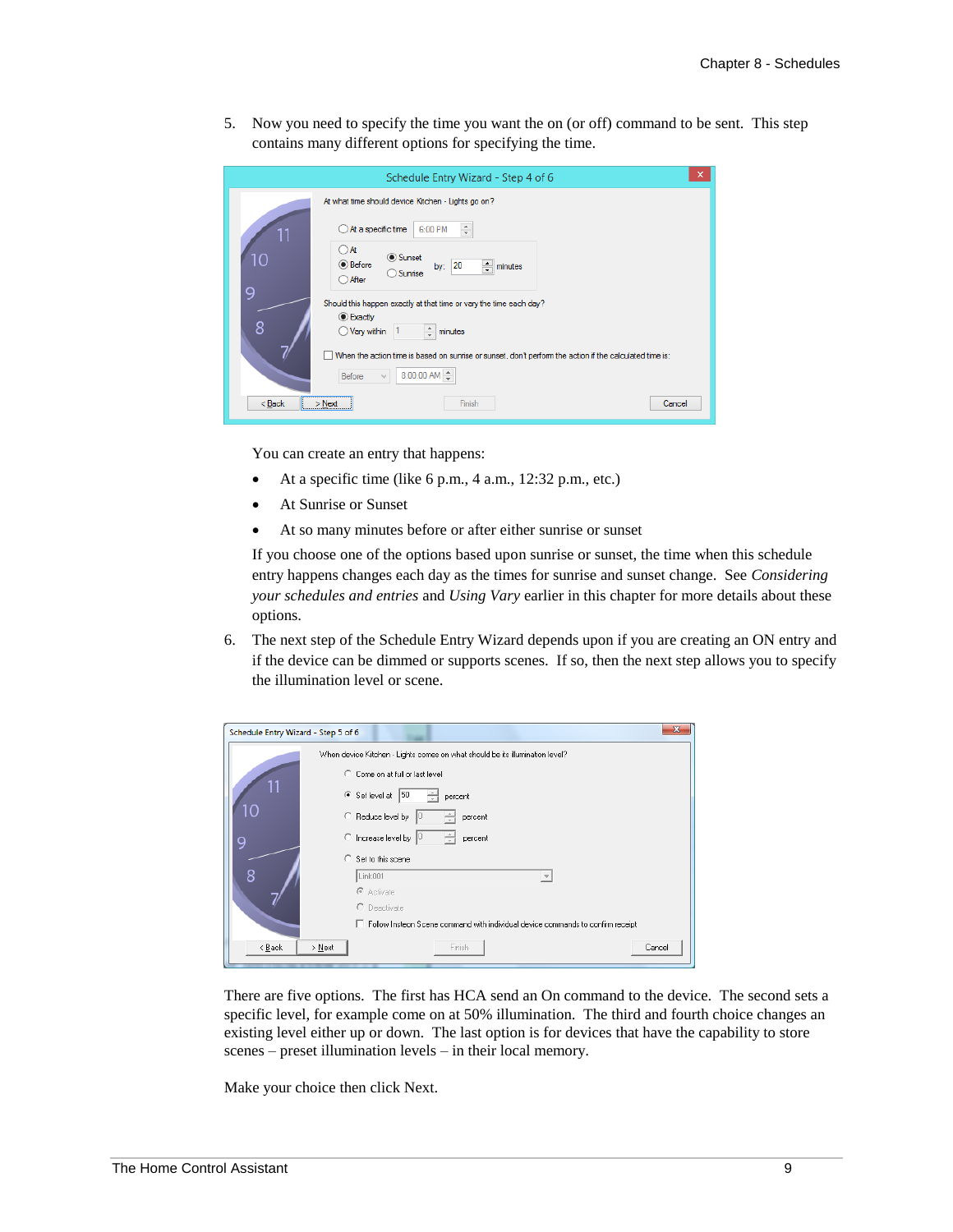5. Now you need to specify the time you want the on (or off) command to be sent. This step contains many different options for specifying the time.

   You can create an entry that happens:

   - At a specific time (like 6 p.m., 4 a.m., 12:32 p.m., etc.)
   - At Sunrise or Sunset
   - At so many minutes before or after either sunrise or sunset

   If you choose one of the options based upon sunrise or sunset, the time when this schedule entry happens changes each day as the times for sunrise and sunset change. See *Considering your schedules and entries* and *Using Vary* earlier in this chapter for more details about these options.

6. The next step of the Schedule Entry Wizard depends upon if you are creating an ON entry and if the device can be dimmed or supports scenes. If so, then the next step allows you to specify the illumination level or scene.

There are five options. The first has HCA send an On command to the device. The second sets a specific level, for example come on at 50% illumination. The third and fourth choice changes an existing level either up or down. The last option is for devices that have the capability to store scenes – preset illumination levels – in their local memory.

Make your choice then click Next.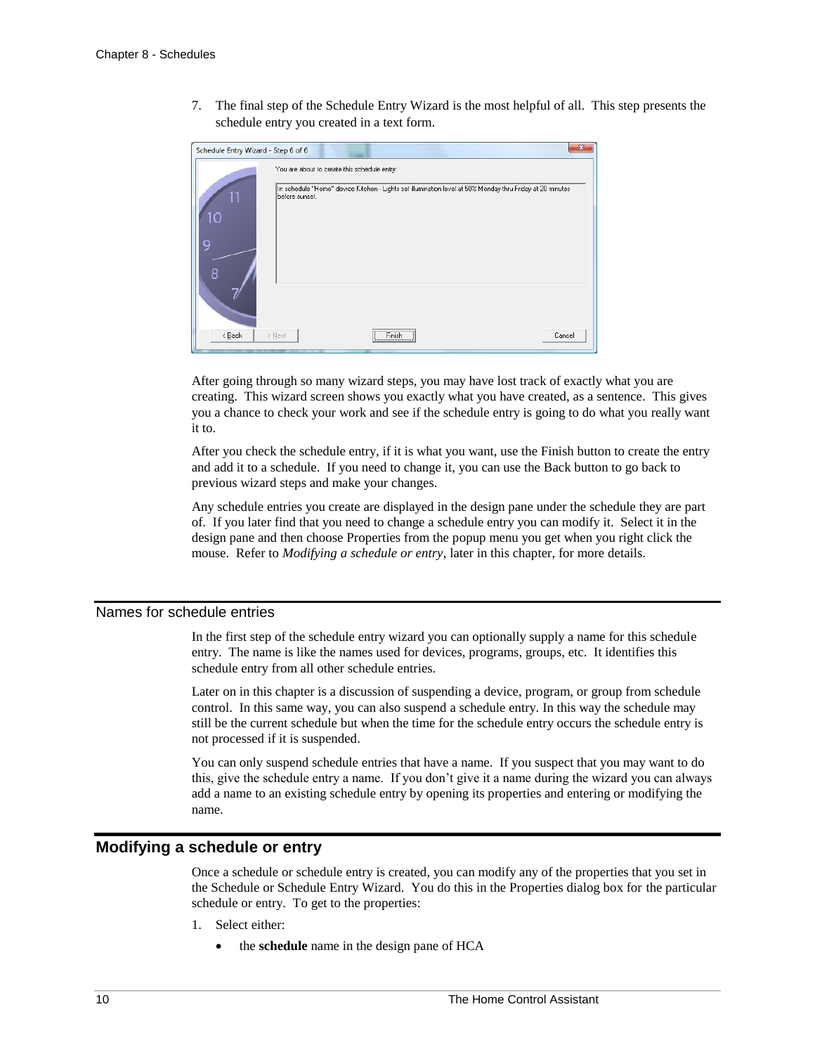7. The final step of the Schedule Entry Wizard is the most helpful of all. This step presents the schedule entry you created in a text form.

After going through so many wizard steps, you may have lost track of exactly what you are creating. This wizard screen shows you exactly what you have created, as a sentence. This gives you a chance to check your work and see if the schedule entry is going to do what you really want it to.

After you check the schedule entry, if it is what you want, use the Finish button to create the entry and add it to a schedule. If you need to change it, you can use the Back button to go back to previous wizard steps and make your changes.

Any schedule entries you create are displayed in the design pane under the schedule they are part of. If you later find that you need to change a schedule entry you can modify it. Select it in the design pane and then choose Properties from the popup menu you get when you right click the mouse. Refer to *Modifying a schedule or entry*, later in this chapter, for more details.

## Names for schedule entries

In the first step of the schedule entry wizard you can optionally supply a name for this schedule entry. The name is like the names used for devices, programs, groups, etc. It identifies this schedule entry from all other schedule entries.

Later on in this chapter is a discussion of suspending a device, program, or group from schedule control. In this same way, you can also suspend a schedule entry. In this way the schedule may still be the current schedule but when the time for the schedule entry occurs the schedule entry is not processed if it is suspended.

You can only suspend schedule entries that have a name. If you suspect that you may want to do this, give the schedule entry a name. If you don't give it a name during the wizard you can always add a name to an existing schedule entry by opening its properties and entering or modifying the name.

## Modifying a schedule or entry

Once a schedule or schedule entry is created, you can modify any of the properties that you set in the Schedule or Schedule Entry Wizard. You do this in the Properties dialog box for the particular schedule or entry. To get to the properties:

1. Select either:
   - the **schedule** name in the design pane of HCA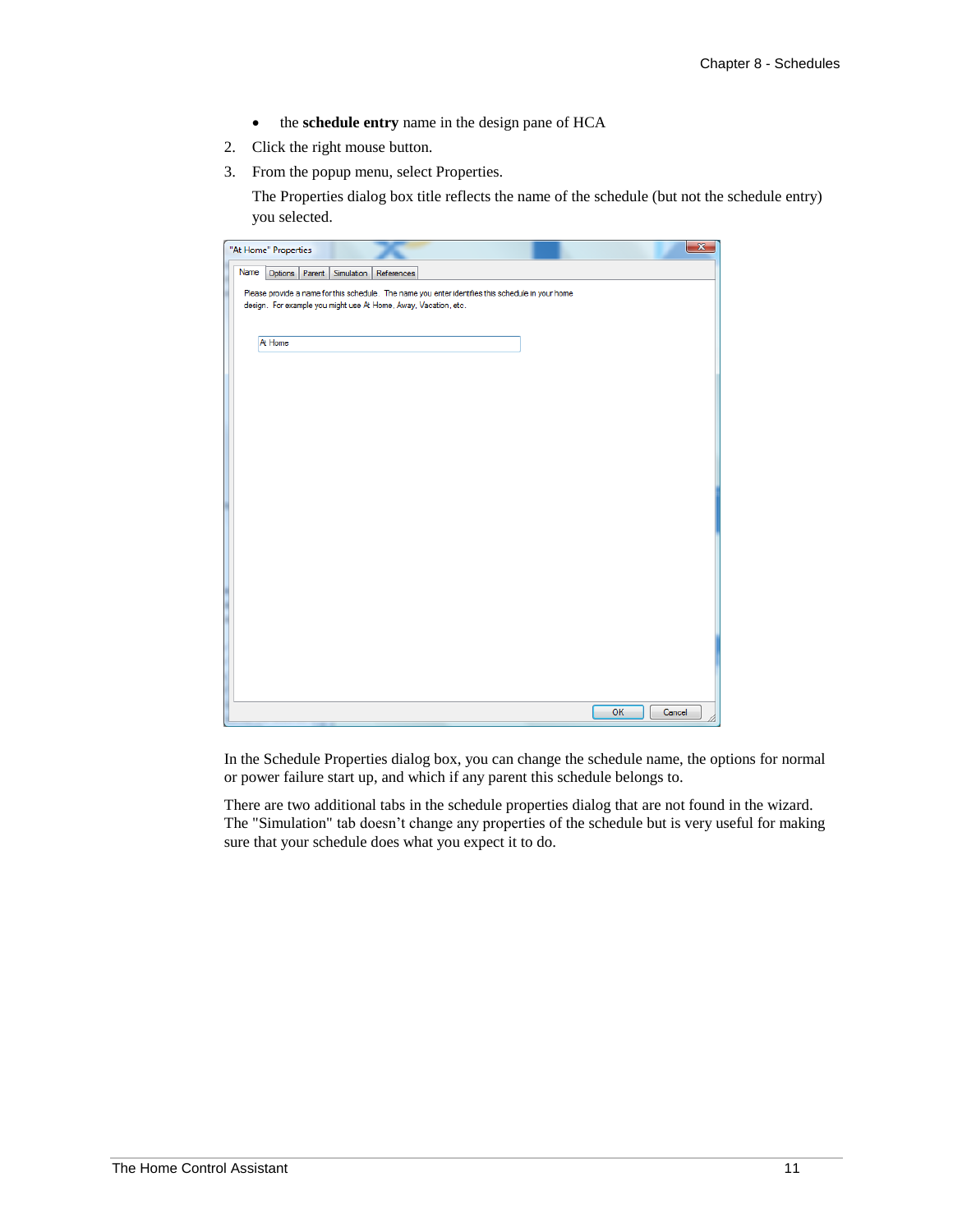- the **schedule entry** name in the design pane of HCA

2. Click the right mouse button.
3. From the popup menu, select Properties.

   The Properties dialog box title reflects the name of the schedule (but not the schedule entry) you selected.

In the Schedule Properties dialog box, you can change the schedule name, the options for normal or power failure start up, and which if any parent this schedule belongs to.

There are two additional tabs in the schedule properties dialog that are not found in the wizard. The "Simulation" tab doesn't change any properties of the schedule but is very useful for making sure that your schedule does what you expect it to do.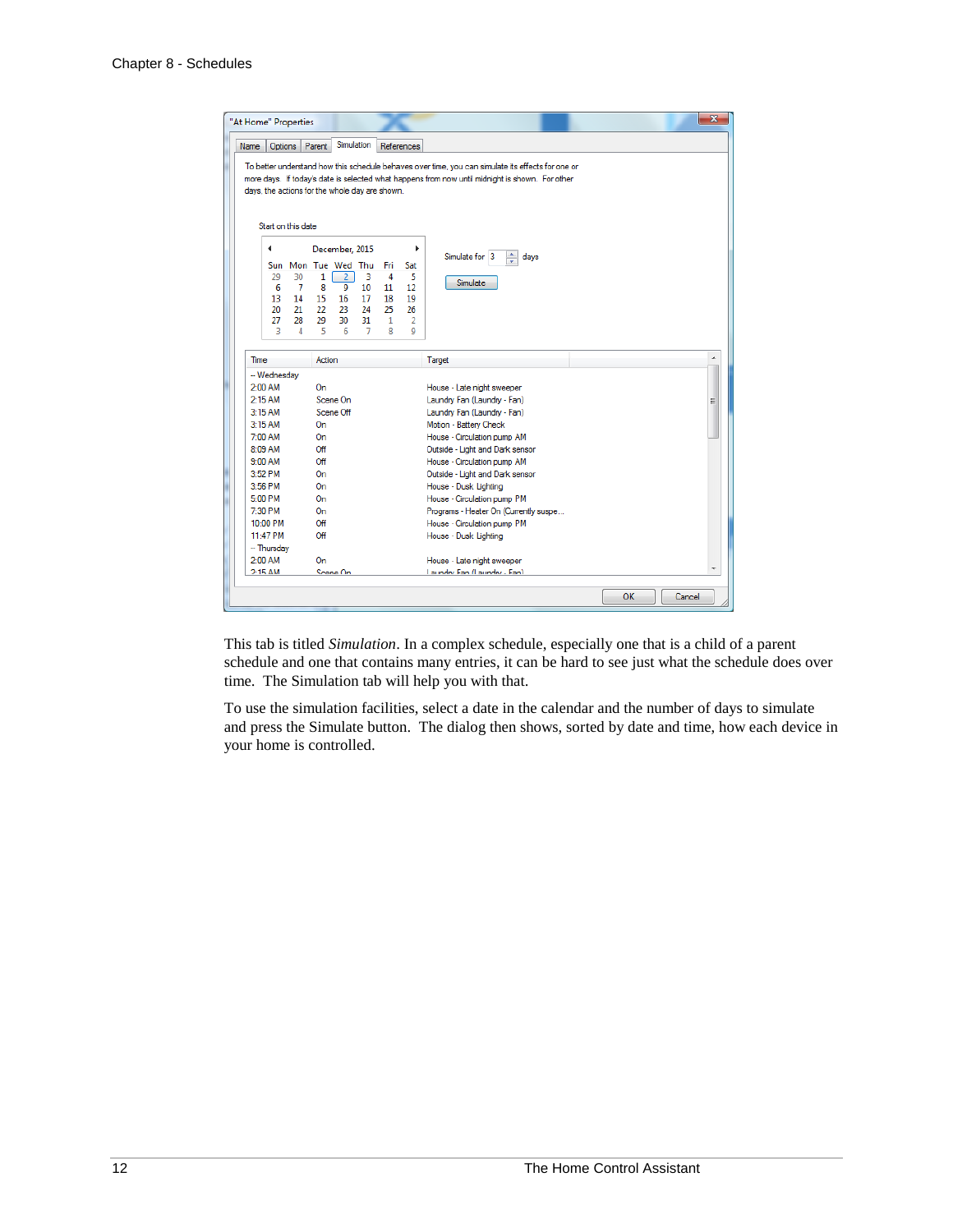This tab is titled *Simulation*. In a complex schedule, especially one that is a child of a parent schedule and one that contains many entries, it can be hard to see just what the schedule does over time. The Simulation tab will help you with that.

To use the simulation facilities, select a date in the calendar and the number of days to simulate and press the Simulate button. The dialog then shows, sorted by date and time, how each device in your home is controlled.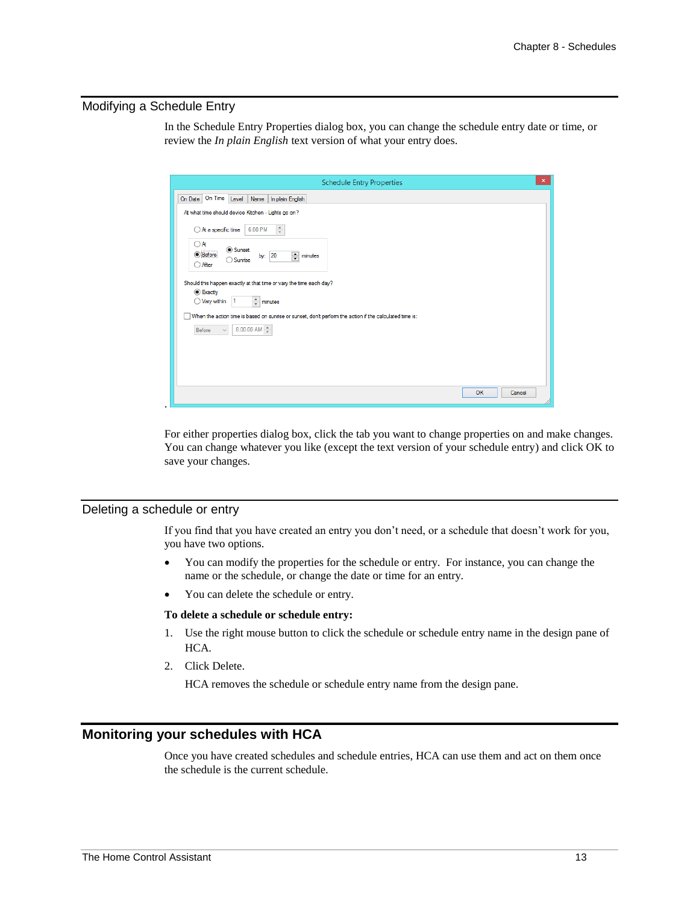## Modifying a Schedule Entry

In the Schedule Entry Properties dialog box, you can change the schedule entry date or time, or review the *In plain English* text version of what your entry does.

.

For either properties dialog box, click the tab you want to change properties on and make changes. You can change whatever you like (except the text version of your schedule entry) and click OK to save your changes.

## Deleting a schedule or entry

If you find that you have created an entry you don't need, or a schedule that doesn't work for you, you have two options.

- You can modify the properties for the schedule or entry. For instance, you can change the name or the schedule, or change the date or time for an entry.
- You can delete the schedule or entry.

**To delete a schedule or schedule entry:**

1. Use the right mouse button to click the schedule or schedule entry name in the design pane of HCA.
2. Click Delete.

   HCA removes the schedule or schedule entry name from the design pane.

# Monitoring your schedules with HCA

Once you have created schedules and schedule entries, HCA can use them and act on them once the schedule is the current schedule.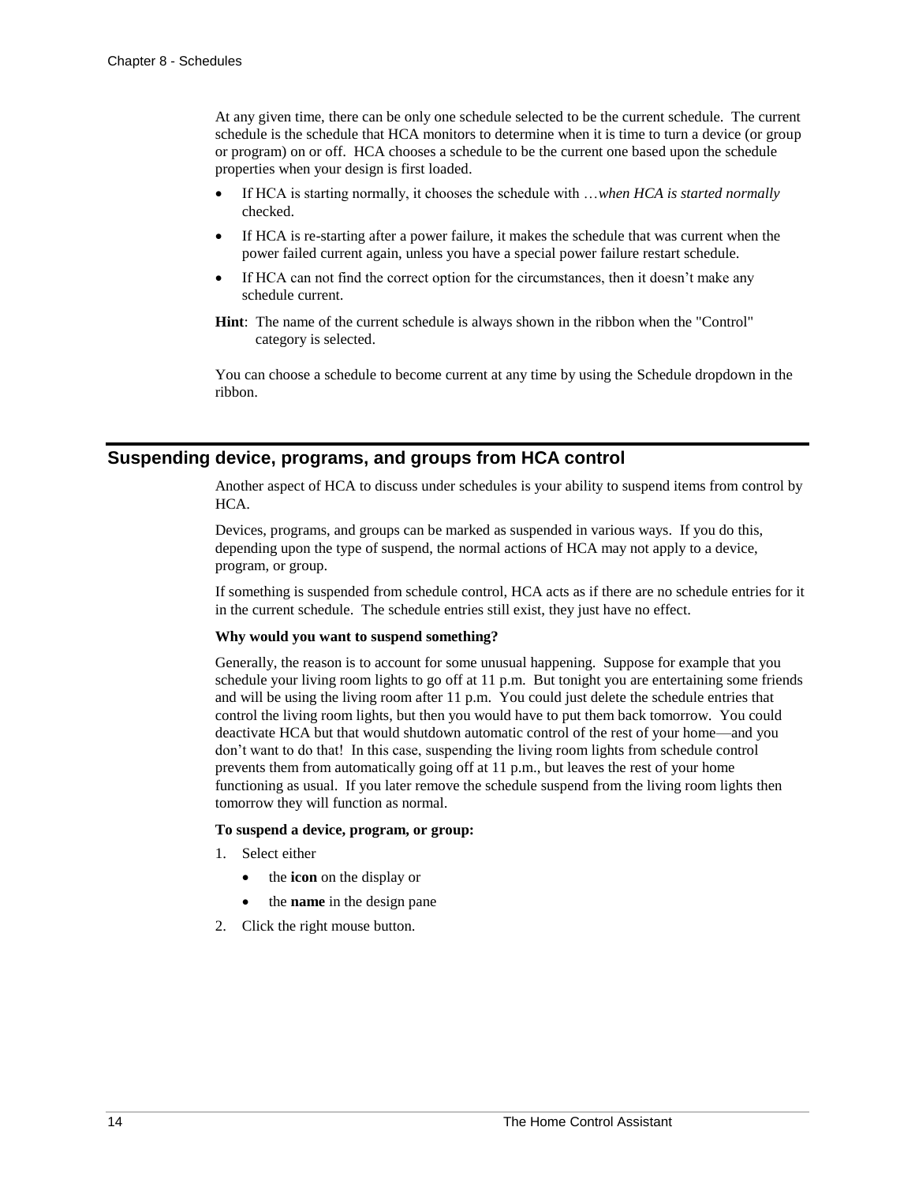At any given time, there can be only one schedule selected to be the current schedule. The current schedule is the schedule that HCA monitors to determine when it is time to turn a device (or group or program) on or off. HCA chooses a schedule to be the current one based upon the schedule properties when your design is first loaded.

- If HCA is starting normally, it chooses the schedule with *…when HCA is started normally* checked.
- If HCA is re-starting after a power failure, it makes the schedule that was current when the power failed current again, unless you have a special power failure restart schedule.
- If HCA can not find the correct option for the circumstances, then it doesn't make any schedule current.

**Hint**: The name of the current schedule is always shown in the ribbon when the "Control" category is selected.

You can choose a schedule to become current at any time by using the Schedule dropdown in the ribbon.

## Suspending device, programs, and groups from HCA control

Another aspect of HCA to discuss under schedules is your ability to suspend items from control by HCA.

Devices, programs, and groups can be marked as suspended in various ways. If you do this, depending upon the type of suspend, the normal actions of HCA may not apply to a device, program, or group.

If something is suspended from schedule control, HCA acts as if there are no schedule entries for it in the current schedule. The schedule entries still exist, they just have no effect.

**Why would you want to suspend something?**

Generally, the reason is to account for some unusual happening. Suppose for example that you schedule your living room lights to go off at 11 p.m. But tonight you are entertaining some friends and will be using the living room after 11 p.m. You could just delete the schedule entries that control the living room lights, but then you would have to put them back tomorrow. You could deactivate HCA but that would shutdown automatic control of the rest of your home—and you don't want to do that! In this case, suspending the living room lights from schedule control prevents them from automatically going off at 11 p.m., but leaves the rest of your home functioning as usual. If you later remove the schedule suspend from the living room lights then tomorrow they will function as normal.

**To suspend a device, program, or group:**

1. Select either
   - the **icon** on the display or
   - the **name** in the design pane
2. Click the right mouse button.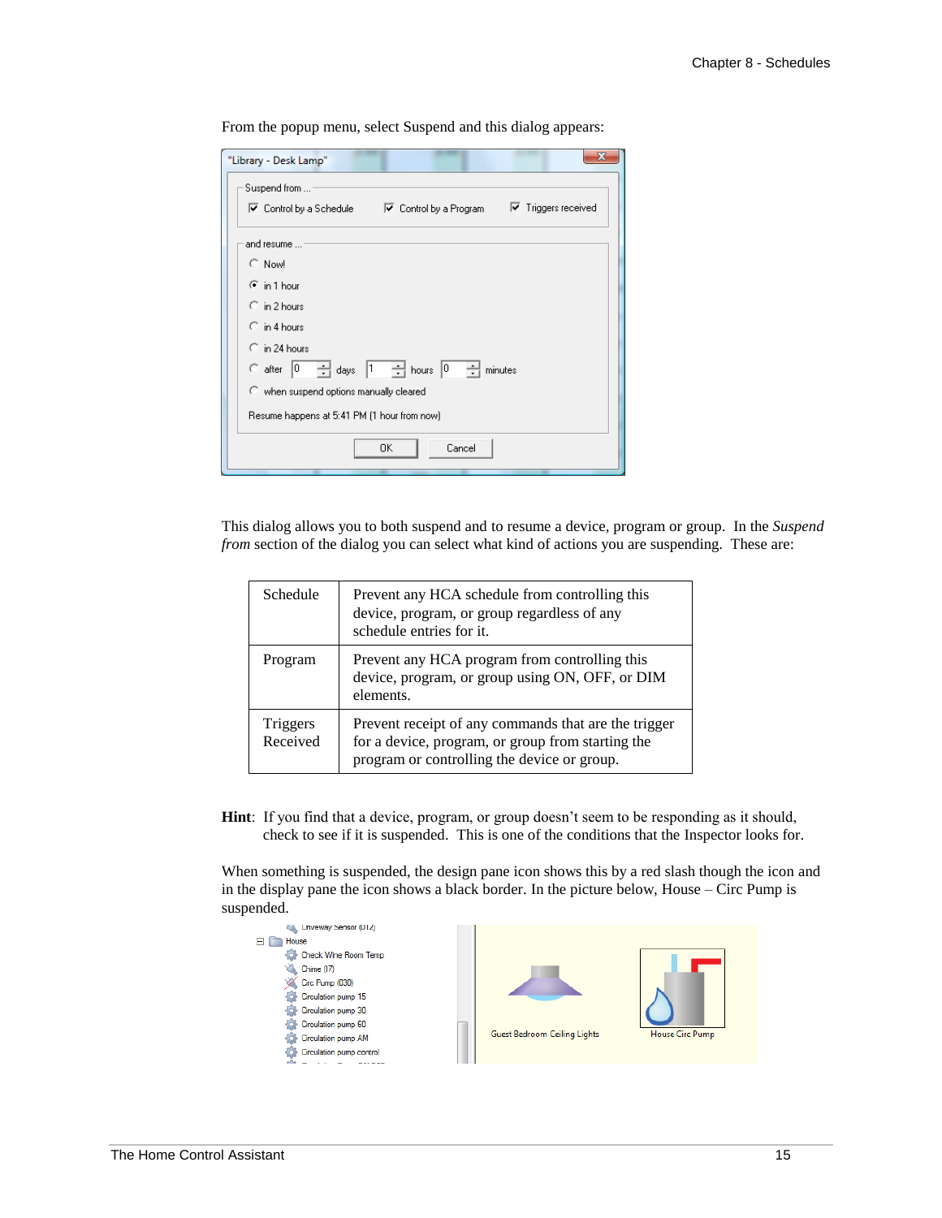From the popup menu, select Suspend and this dialog appears:

This dialog allows you to both suspend and to resume a device, program or group. In the *Suspend from* section of the dialog you can select what kind of actions you are suspending. These are:

| | |
|---|---|
| Schedule | Prevent any HCA schedule from controlling this device, program, or group regardless of any schedule entries for it. |
| Program | Prevent any HCA program from controlling this device, program, or group using ON, OFF, or DIM elements. |
| Triggers Received | Prevent receipt of any commands that are the trigger for a device, program, or group from starting the program or controlling the device or group. |

**Hint**: If you find that a device, program, or group doesn't seem to be responding as it should, check to see if it is suspended. This is one of the conditions that the Inspector looks for.

When something is suspended, the design pane icon shows this by a red slash though the icon and in the display pane the icon shows a black border. In the picture below, House – Circ Pump is suspended.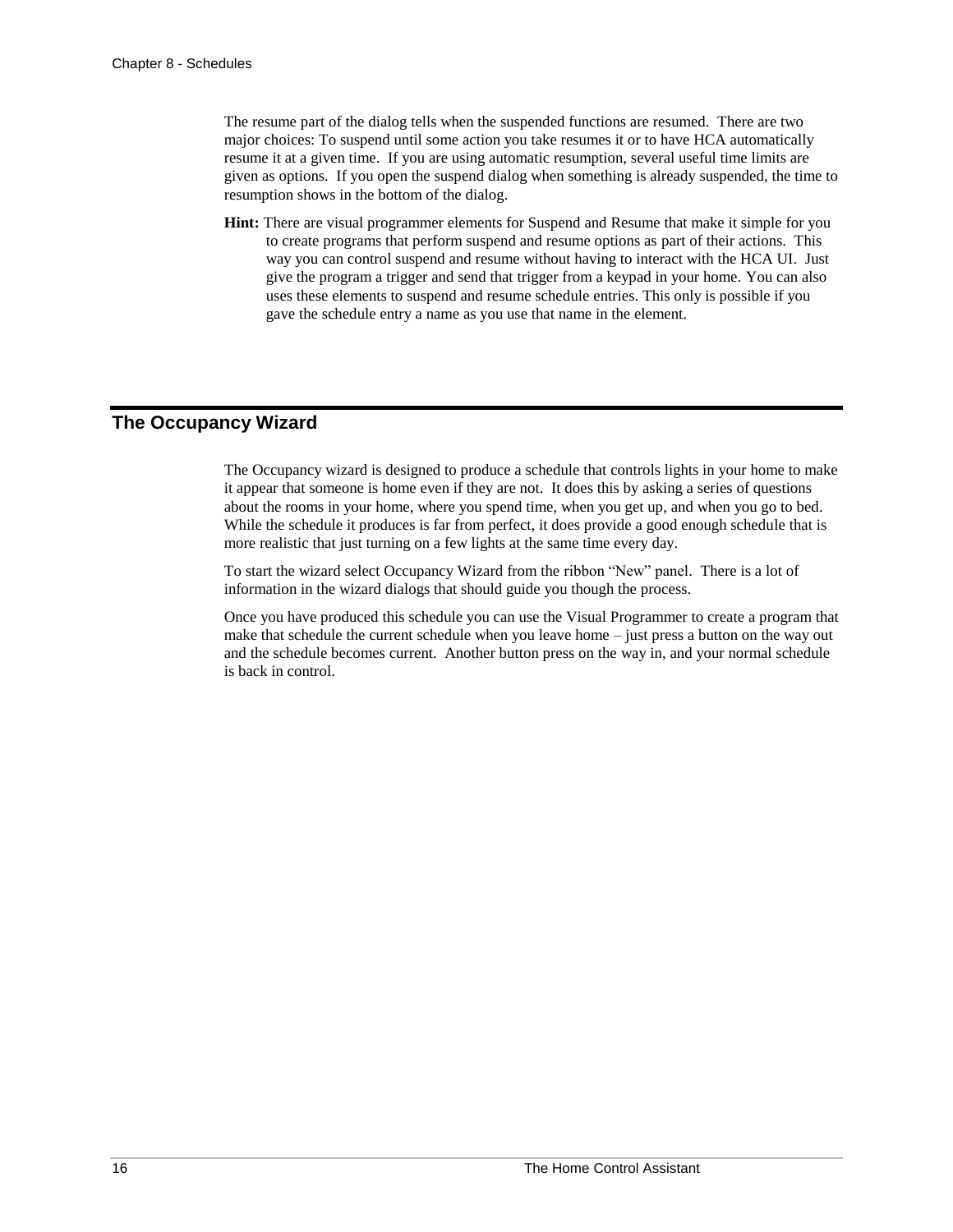The resume part of the dialog tells when the suspended functions are resumed.  There are two major choices: To suspend until some action you take resumes it or to have HCA automatically resume it at a given time.  If you are using automatic resumption, several useful time limits are given as options.  If you open the suspend dialog when something is already suspended, the time to resumption shows in the bottom of the dialog.

**Hint:** There are visual programmer elements for Suspend and Resume that make it simple for you to create programs that perform suspend and resume options as part of their actions.  This way you can control suspend and resume without having to interact with the HCA UI.  Just give the program a trigger and send that trigger from a keypad in your home. You can also uses these elements to suspend and resume schedule entries. This only is possible if you gave the schedule entry a name as you use that name in the element.

## The Occupancy Wizard

The Occupancy wizard is designed to produce a schedule that controls lights in your home to make it appear that someone is home even if they are not.  It does this by asking a series of questions about the rooms in your home, where you spend time, when you get up, and when you go to bed. While the schedule it produces is far from perfect, it does provide a good enough schedule that is more realistic that just turning on a few lights at the same time every day.

To start the wizard select Occupancy Wizard from the ribbon “New” panel.  There is a lot of information in the wizard dialogs that should guide you though the process.

Once you have produced this schedule you can use the Visual Programmer to create a program that make that schedule the current schedule when you leave home – just press a button on the way out and the schedule becomes current.  Another button press on the way in, and your normal schedule is back in control.